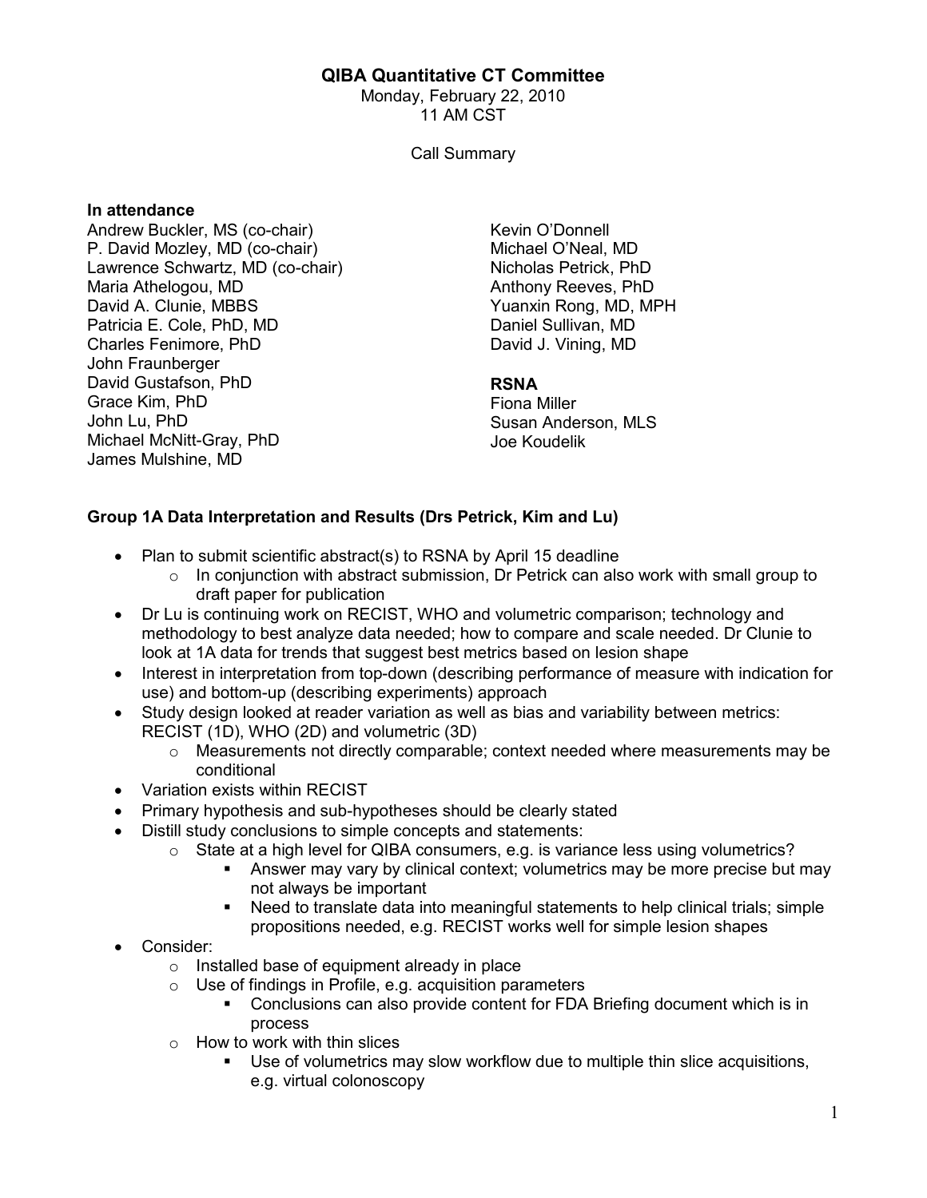# QIBA Quantitative CT Committee

Monday, February 22, 2010
11 AM CST

Call Summary

**In attendance**

Andrew Buckler, MS (co-chair)
P. David Mozley, MD (co-chair)
Lawrence Schwartz, MD (co-chair)
Maria Athelogou, MD
David A. Clunie, MBBS
Patricia E. Cole, PhD, MD
Charles Fenimore, PhD
John Fraunberger
David Gustafson, PhD
Grace Kim, PhD
John Lu, PhD
Michael McNitt-Gray, PhD
James Mulshine, MD
Kevin O'Donnell
Michael O'Neal, MD
Nicholas Petrick, PhD
Anthony Reeves, PhD
Yuanxin Rong, MD, MPH
Daniel Sullivan, MD
David J. Vining, MD

**RSNA**

Fiona Miller
Susan Anderson, MLS
Joe Koudelik

**Group 1A Data Interpretation and Results (Drs Petrick, Kim and Lu)**

- Plan to submit scientific abstract(s) to RSNA by April 15 deadline
  - In conjunction with abstract submission, Dr Petrick can also work with small group to draft paper for publication
- Dr Lu is continuing work on RECIST, WHO and volumetric comparison; technology and methodology to best analyze data needed; how to compare and scale needed. Dr Clunie to look at 1A data for trends that suggest best metrics based on lesion shape
- Interest in interpretation from top-down (describing performance of measure with indication for use) and bottom-up (describing experiments) approach
- Study design looked at reader variation as well as bias and variability between metrics: RECIST (1D), WHO (2D) and volumetric (3D)
  - Measurements not directly comparable; context needed where measurements may be conditional
- Variation exists within RECIST
- Primary hypothesis and sub-hypotheses should be clearly stated
- Distill study conclusions to simple concepts and statements:
  - State at a high level for QIBA consumers, e.g. is variance less using volumetrics?
    - Answer may vary by clinical context; volumetrics may be more precise but may not always be important
    - Need to translate data into meaningful statements to help clinical trials; simple propositions needed, e.g. RECIST works well for simple lesion shapes
- Consider:
  - Installed base of equipment already in place
  - Use of findings in Profile, e.g. acquisition parameters
    - Conclusions can also provide content for FDA Briefing document which is in process
  - How to work with thin slices
    - Use of volumetrics may slow workflow due to multiple thin slice acquisitions, e.g. virtual colonoscopy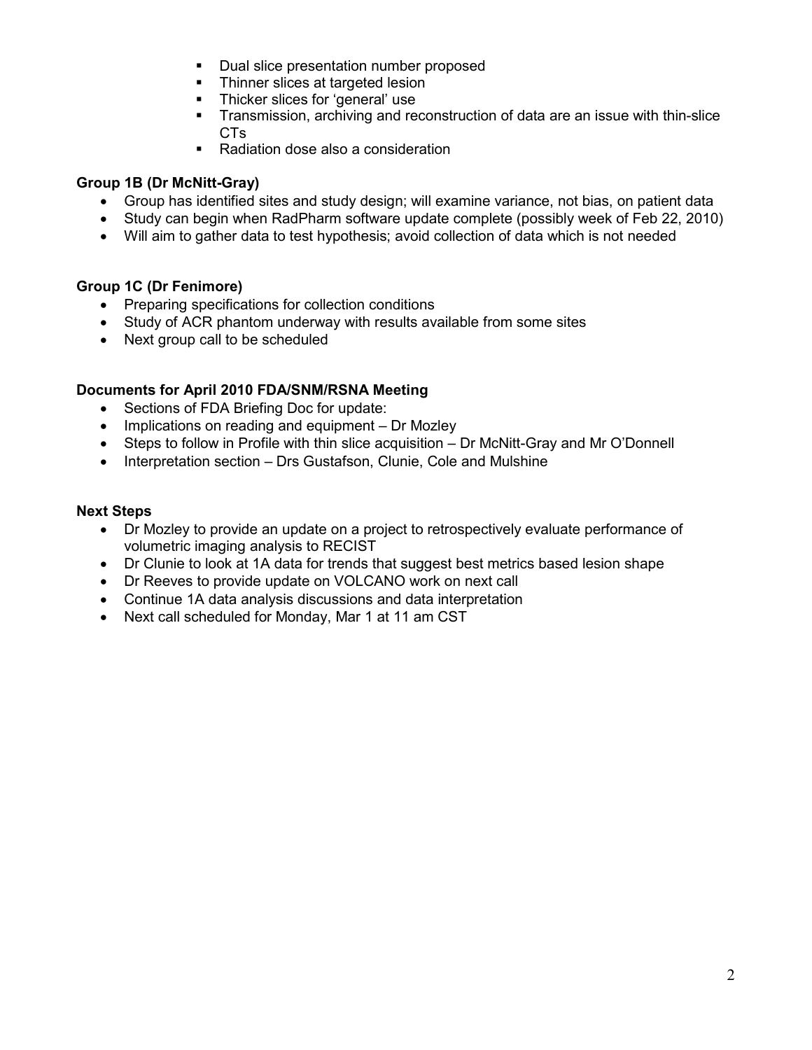- Dual slice presentation number proposed
- Thinner slices at targeted lesion
- Thicker slices for 'general' use
- Transmission, archiving and reconstruction of data are an issue with thin-slice CTs
- Radiation dose also a consideration

**Group 1B (Dr McNitt-Gray)**

- Group has identified sites and study design; will examine variance, not bias, on patient data
- Study can begin when RadPharm software update complete (possibly week of Feb 22, 2010)
- Will aim to gather data to test hypothesis; avoid collection of data which is not needed

**Group 1C (Dr Fenimore)**

- Preparing specifications for collection conditions
- Study of ACR phantom underway with results available from some sites
- Next group call to be scheduled

**Documents for April 2010 FDA/SNM/RSNA Meeting**

- Sections of FDA Briefing Doc for update:
- Implications on reading and equipment – Dr Mozley
- Steps to follow in Profile with thin slice acquisition – Dr McNitt-Gray and Mr O'Donnell
- Interpretation section – Drs Gustafson, Clunie, Cole and Mulshine

**Next Steps**

- Dr Mozley to provide an update on a project to retrospectively evaluate performance of volumetric imaging analysis to RECIST
- Dr Clunie to look at 1A data for trends that suggest best metrics based lesion shape
- Dr Reeves to provide update on VOLCANO work on next call
- Continue 1A data analysis discussions and data interpretation
- Next call scheduled for Monday, Mar 1 at 11 am CST